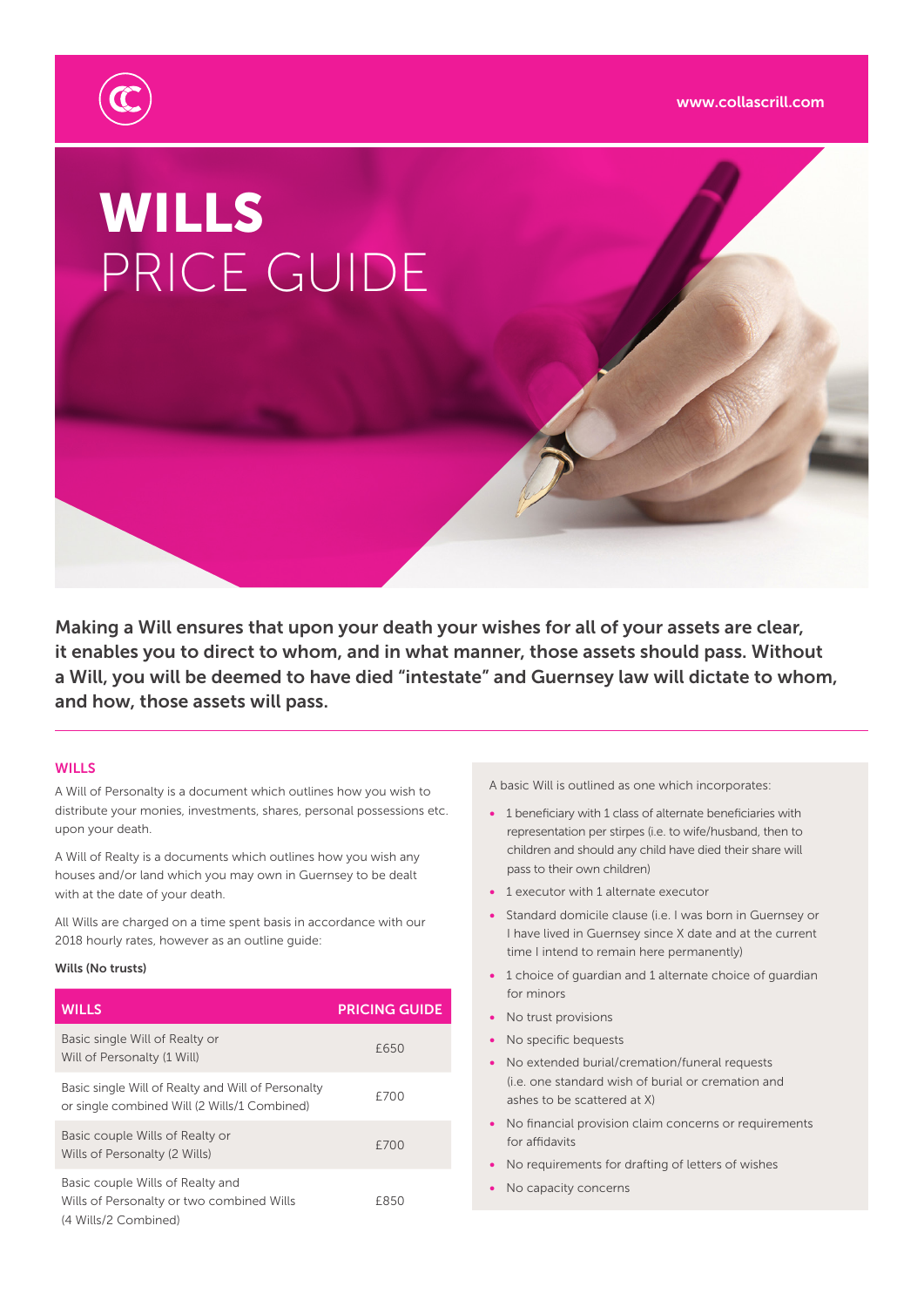www.collascrill.com

# WILLS
# PRICE GUIDE

**Making a Will ensures that upon your death your wishes for all of your assets are clear, it enables you to direct to whom, and in what manner, those assets should pass. Without a Will, you will be deemed to have died "intestate" and Guernsey law will dictate to whom, and how, those assets will pass.**

## WILLS

A Will of Personalty is a document which outlines how you wish to distribute your monies, investments, shares, personal possessions etc. upon your death.

A Will of Realty is a documents which outlines how you wish any houses and/or land which you may own in Guernsey to be dealt with at the date of your death.

All Wills are charged on a time spent basis in accordance with our 2018 hourly rates, however as an outline guide:

**Wills (No trusts)**

| WILLS | PRICING GUIDE |
|---|---|
| Basic single Will of Realty or Will of Personalty (1 Will) | £650 |
| Basic single Will of Realty and Will of Personalty or single combined Will (2 Wills/1 Combined) | £700 |
| Basic couple Wills of Realty or Wills of Personalty (2 Wills) | £700 |
| Basic couple Wills of Realty and Wills of Personalty or two combined Wills (4 Wills/2 Combined) | £850 |

A basic Will is outlined as one which incorporates:

- 1 beneficiary with 1 class of alternate beneficiaries with representation per stirpes (i.e. to wife/husband, then to children and should any child have died their share will pass to their own children)
- 1 executor with 1 alternate executor
- Standard domicile clause (i.e. I was born in Guernsey or I have lived in Guernsey since X date and at the current time I intend to remain here permanently)
- 1 choice of guardian and 1 alternate choice of guardian for minors
- No trust provisions
- No specific bequests
- No extended burial/cremation/funeral requests (i.e. one standard wish of burial or cremation and ashes to be scattered at X)
- No financial provision claim concerns or requirements for affidavits
- No requirements for drafting of letters of wishes
- No capacity concerns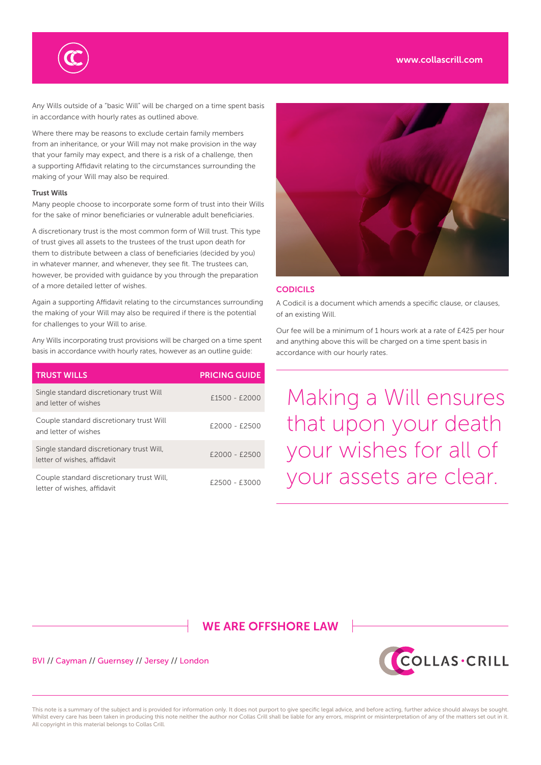Any Wills outside of a "basic Will" will be charged on a time spent basis in accordance with hourly rates as outlined above.

Where there may be reasons to exclude certain family members from an inheritance, or your Will may not make provision in the way that your family may expect, and there is a risk of a challenge, then a supporting Affidavit relating to the circumstances surrounding the making of your Will may also be required.

**Trust Wills**

Many people choose to incorporate some form of trust into their Wills for the sake of minor beneficiaries or vulnerable adult beneficiaries.

A discretionary trust is the most common form of Will trust. This type of trust gives all assets to the trustees of the trust upon death for them to distribute between a class of beneficiaries (decided by you) in whatever manner, and whenever, they see fit. The trustees can, however, be provided with guidance by you through the preparation of a more detailed letter of wishes.

Again a supporting Affidavit relating to the circumstances surrounding the making of your Will may also be required if there is the potential for challenges to your Will to arise.

Any Wills incorporating trust provisions will be charged on a time spent basis in accordance vwith hourly rates, however as an outline guide:

| TRUST WILLS | PRICING GUIDE |
|---|---|
| Single standard discretionary trust Will and letter of wishes | £1500 - £2000 |
| Couple standard discretionary trust Will and letter of wishes | £2000 - £2500 |
| Single standard discretionary trust Will, letter of wishes, affidavit | £2000 - £2500 |
| Couple standard discretionary trust Will, letter of wishes, affidavit | £2500 - £3000 |

## CODICILS

A Codicil is a document which amends a specific clause, or clauses, of an existing Will.

Our fee will be a minimum of 1 hours work at a rate of £425 per hour and anything above this will be charged on a time spent basis in accordance with our hourly rates.

Making a Will ensures that upon your death your wishes for all of your assets are clear.

## WE ARE OFFSHORE LAW

BVI // Cayman // Guernsey // Jersey // London

COLLAS·CRILL

This note is a summary of the subject and is provided for information only. It does not purport to give specific legal advice, and before acting, further advice should always be sought. Whilst every care has been taken in producing this note neither the author nor Collas Crill shall be liable for any errors, misprint or misinterpretation of any of the matters set out in it. All copyright in this material belongs to Collas Crill.